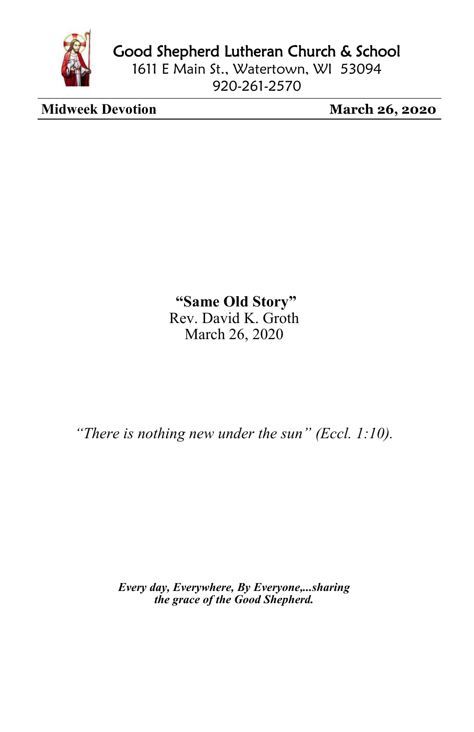# Good Shepherd Lutheran Church & School

1611 E Main St., Watertown, WI  53094
920-261-2570

**Midweek Devotion** **March 26, 2020**

**"Same Old Story"**
Rev. David K. Groth
March 26, 2020

*"There is nothing new under the sun" (Eccl. 1:10).*

***Every day, Everywhere, By Everyone,...sharing the grace of the Good Shepherd.***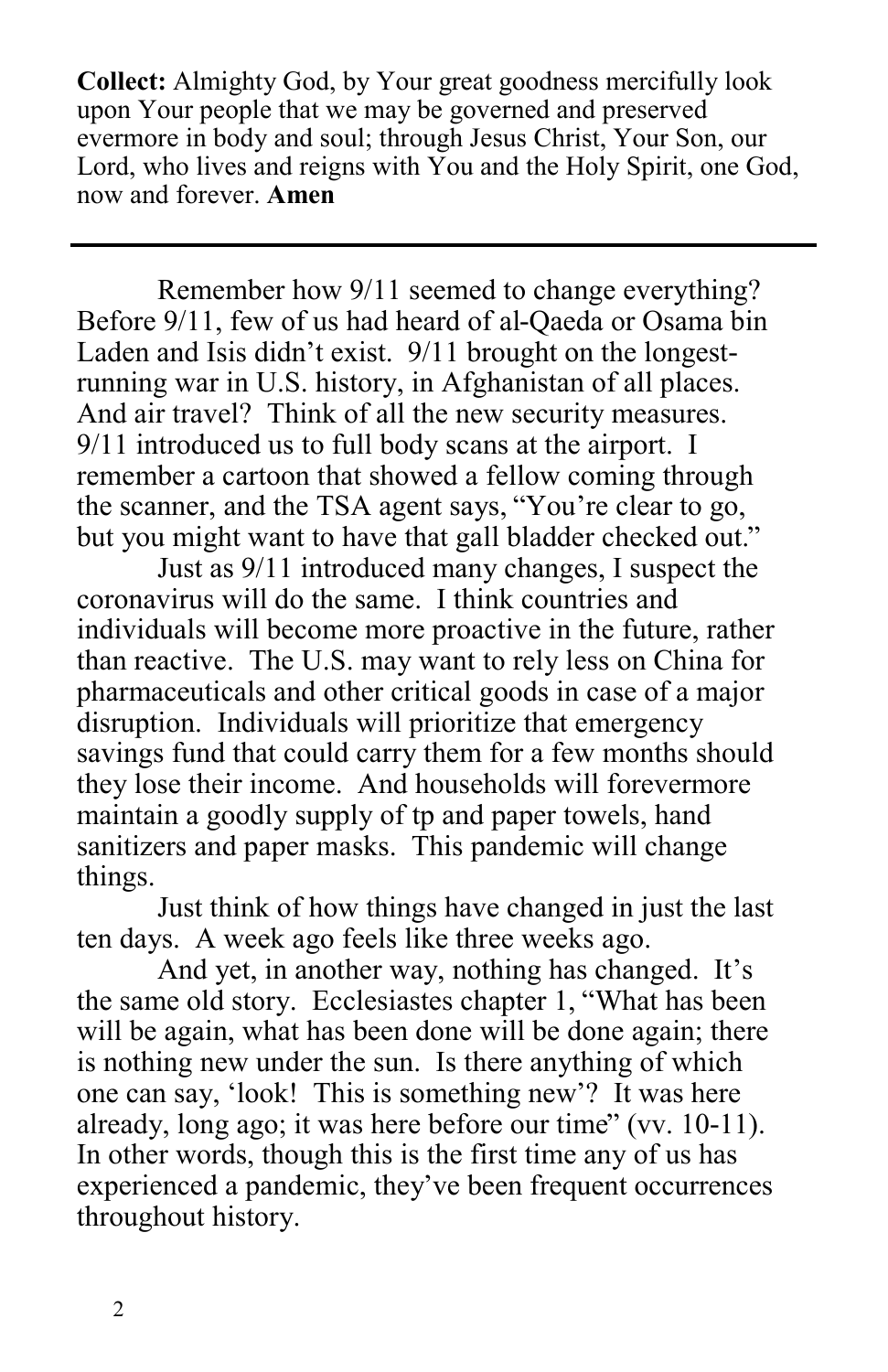**Collect:** Almighty God, by Your great goodness mercifully look upon Your people that we may be governed and preserved evermore in body and soul; through Jesus Christ, Your Son, our Lord, who lives and reigns with You and the Holy Spirit, one God, now and forever. **Amen**

---

Remember how 9/11 seemed to change everything? Before 9/11, few of us had heard of al-Qaeda or Osama bin Laden and Isis didn't exist. 9/11 brought on the longest-running war in U.S. history, in Afghanistan of all places. And air travel? Think of all the new security measures. 9/11 introduced us to full body scans at the airport. I remember a cartoon that showed a fellow coming through the scanner, and the TSA agent says, "You're clear to go, but you might want to have that gall bladder checked out."

Just as 9/11 introduced many changes, I suspect the coronavirus will do the same. I think countries and individuals will become more proactive in the future, rather than reactive. The U.S. may want to rely less on China for pharmaceuticals and other critical goods in case of a major disruption. Individuals will prioritize that emergency savings fund that could carry them for a few months should they lose their income. And households will forevermore maintain a goodly supply of tp and paper towels, hand sanitizers and paper masks. This pandemic will change things.

Just think of how things have changed in just the last ten days. A week ago feels like three weeks ago.

And yet, in another way, nothing has changed. It's the same old story. Ecclesiastes chapter 1, "What has been will be again, what has been done will be done again; there is nothing new under the sun. Is there anything of which one can say, 'look! This is something new'? It was here already, long ago; it was here before our time" (vv. 10-11). In other words, though this is the first time any of us has experienced a pandemic, they've been frequent occurrences throughout history.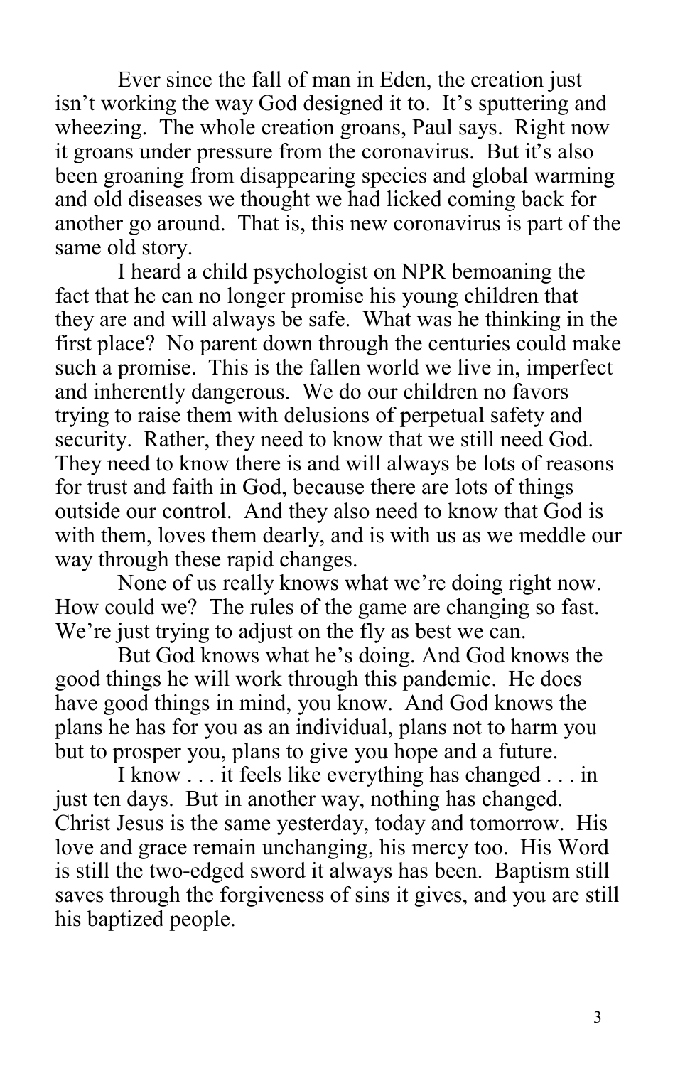Ever since the fall of man in Eden, the creation just isn't working the way God designed it to. It's sputtering and wheezing. The whole creation groans, Paul says. Right now it groans under pressure from the coronavirus. But it's also been groaning from disappearing species and global warming and old diseases we thought we had licked coming back for another go around. That is, this new coronavirus is part of the same old story.

I heard a child psychologist on NPR bemoaning the fact that he can no longer promise his young children that they are and will always be safe. What was he thinking in the first place? No parent down through the centuries could make such a promise. This is the fallen world we live in, imperfect and inherently dangerous. We do our children no favors trying to raise them with delusions of perpetual safety and security. Rather, they need to know that we still need God. They need to know there is and will always be lots of reasons for trust and faith in God, because there are lots of things outside our control. And they also need to know that God is with them, loves them dearly, and is with us as we meddle our way through these rapid changes.

None of us really knows what we're doing right now. How could we? The rules of the game are changing so fast. We're just trying to adjust on the fly as best we can.

But God knows what he's doing. And God knows the good things he will work through this pandemic. He does have good things in mind, you know. And God knows the plans he has for you as an individual, plans not to harm you but to prosper you, plans to give you hope and a future.

I know . . . it feels like everything has changed . . . in just ten days. But in another way, nothing has changed. Christ Jesus is the same yesterday, today and tomorrow. His love and grace remain unchanging, his mercy too. His Word is still the two-edged sword it always has been. Baptism still saves through the forgiveness of sins it gives, and you are still his baptized people.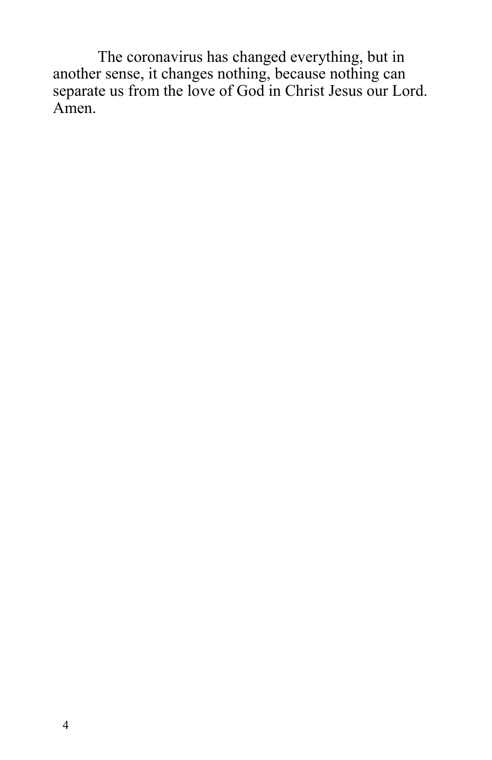The coronavirus has changed everything, but in another sense, it changes nothing, because nothing can separate us from the love of God in Christ Jesus our Lord. Amen.